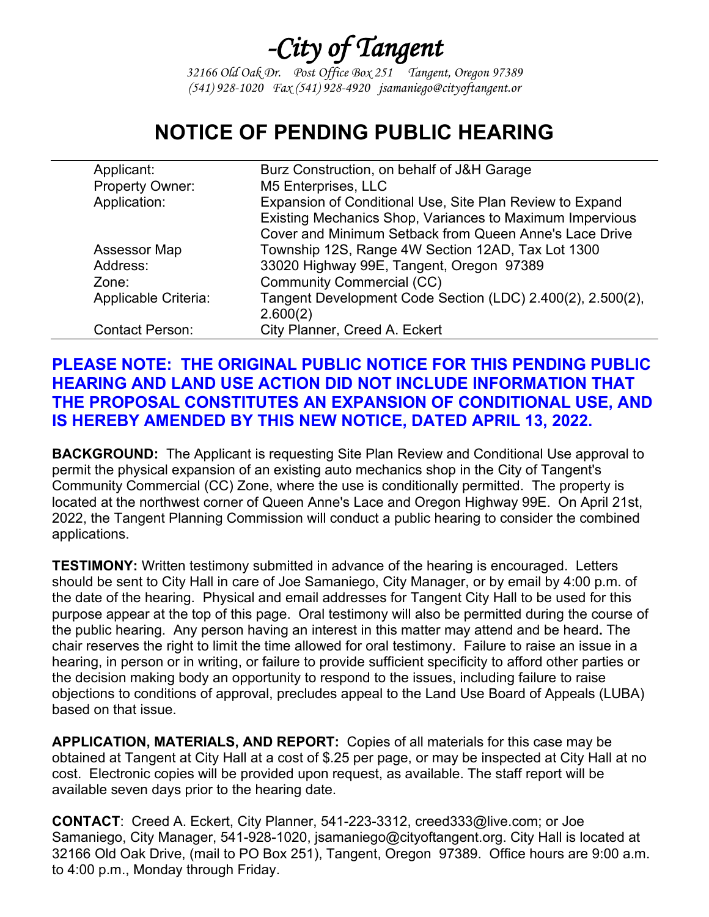# *-City of Tangent*

*32166 Old Oak Dr. Post Office Box 251 Tangent, Oregon 97389*
*(541) 928-1020 Fax (541) 928-4920 jsamaniego@cityoftangent.or*

# NOTICE OF PENDING PUBLIC HEARING

| | |
|---|---|
| Applicant: | Burz Construction, on behalf of J&H Garage |
| Property Owner: | M5 Enterprises, LLC |
| Application: | Expansion of Conditional Use, Site Plan Review to Expand Existing Mechanics Shop, Variances to Maximum Impervious Cover and Minimum Setback from Queen Anne's Lace Drive |
| Assessor Map | Township 12S, Range 4W Section 12AD, Tax Lot 1300 |
| Address: | 33020 Highway 99E, Tangent, Oregon 97389 |
| Zone: | Community Commercial (CC) |
| Applicable Criteria: | Tangent Development Code Section (LDC) 2.400(2), 2.500(2), 2.600(2) |
| Contact Person: | City Planner, Creed A. Eckert |

**PLEASE NOTE: THE ORIGINAL PUBLIC NOTICE FOR THIS PENDING PUBLIC HEARING AND LAND USE ACTION DID NOT INCLUDE INFORMATION THAT THE PROPOSAL CONSTITUTES AN EXPANSION OF CONDITIONAL USE, AND IS HEREBY AMENDED BY THIS NEW NOTICE, DATED APRIL 13, 2022.**

**BACKGROUND:** The Applicant is requesting Site Plan Review and Conditional Use approval to permit the physical expansion of an existing auto mechanics shop in the City of Tangent's Community Commercial (CC) Zone, where the use is conditionally permitted. The property is located at the northwest corner of Queen Anne's Lace and Oregon Highway 99E. On April 21st, 2022, the Tangent Planning Commission will conduct a public hearing to consider the combined applications.

**TESTIMONY:** Written testimony submitted in advance of the hearing is encouraged. Letters should be sent to City Hall in care of Joe Samaniego, City Manager, or by email by 4:00 p.m. of the date of the hearing. Physical and email addresses for Tangent City Hall to be used for this purpose appear at the top of this page. Oral testimony will also be permitted during the course of the public hearing. Any person having an interest in this matter may attend and be heard**.** The chair reserves the right to limit the time allowed for oral testimony. Failure to raise an issue in a hearing, in person or in writing, or failure to provide sufficient specificity to afford other parties or the decision making body an opportunity to respond to the issues, including failure to raise objections to conditions of approval, precludes appeal to the Land Use Board of Appeals (LUBA) based on that issue.

**APPLICATION, MATERIALS, AND REPORT:** Copies of all materials for this case may be obtained at Tangent at City Hall at a cost of $.25 per page, or may be inspected at City Hall at no cost. Electronic copies will be provided upon request, as available. The staff report will be available seven days prior to the hearing date.

**CONTACT**: Creed A. Eckert, City Planner, 541-223-3312, creed333@live.com; or Joe Samaniego, City Manager, 541-928-1020, jsamaniego@cityoftangent.org. City Hall is located at 32166 Old Oak Drive, (mail to PO Box 251), Tangent, Oregon 97389. Office hours are 9:00 a.m. to 4:00 p.m., Monday through Friday.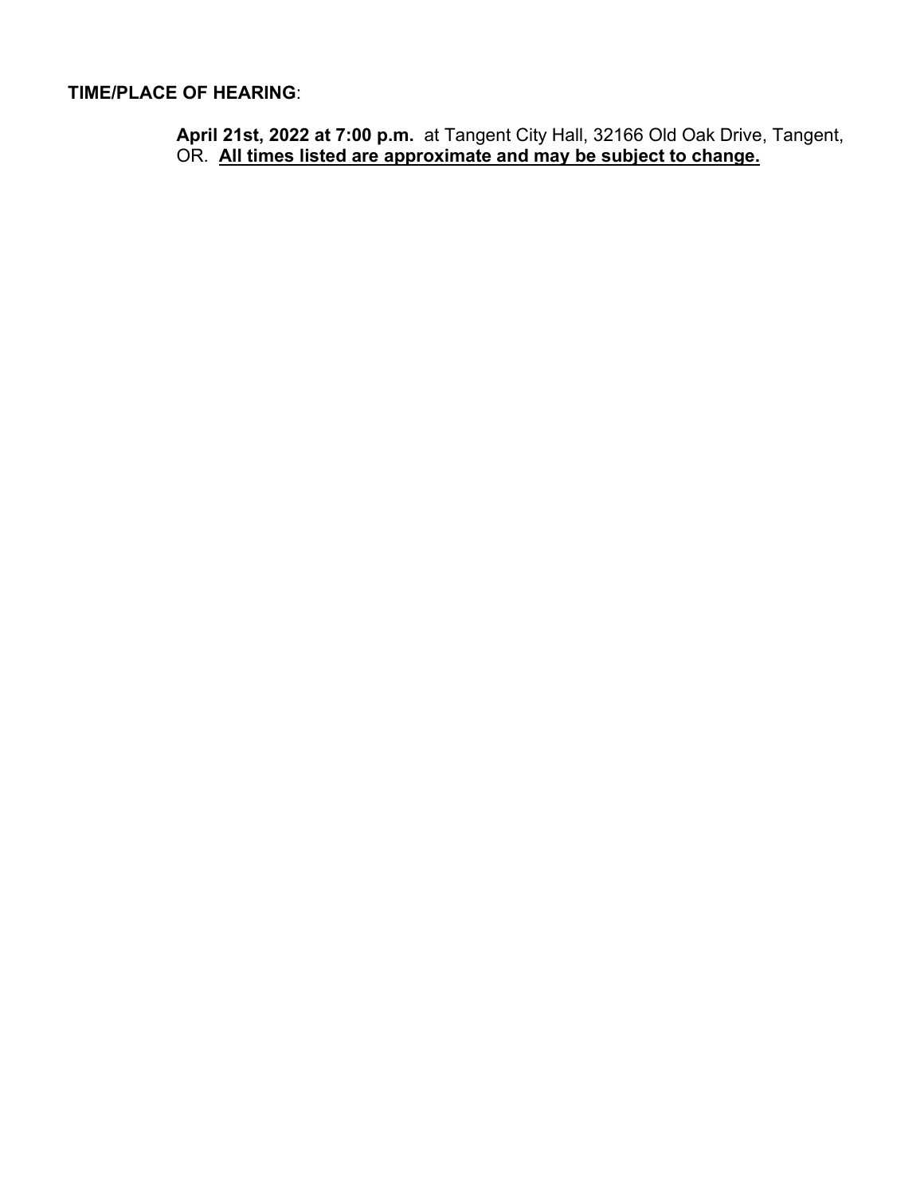**TIME/PLACE OF HEARING**:

**April 21st, 2022 at 7:00 p.m.** at Tangent City Hall, 32166 Old Oak Drive, Tangent, OR. **All times listed are approximate and may be subject to change.**